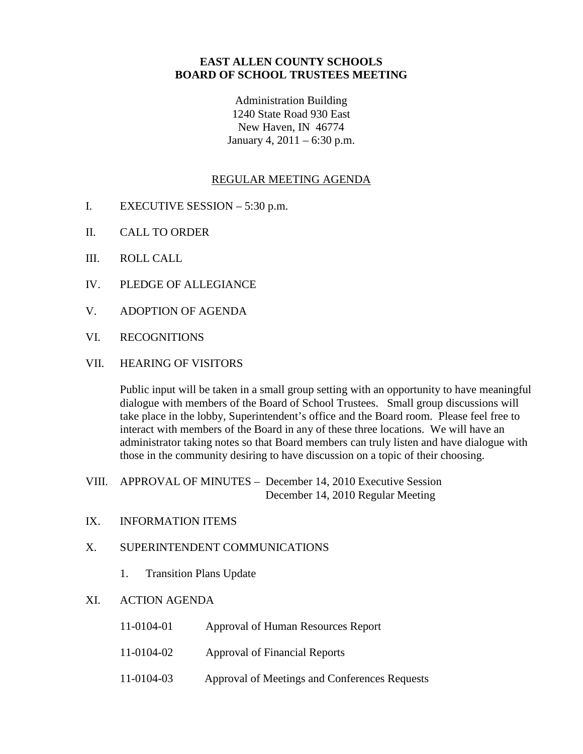# EAST ALLEN COUNTY SCHOOLS
# BOARD OF SCHOOL TRUSTEES MEETING

Administration Building
1240 State Road 930 East
New Haven, IN 46774
January 4, 2011 – 6:30 p.m.

## REGULAR MEETING AGENDA

I. EXECUTIVE SESSION – 5:30 p.m.

II. CALL TO ORDER

III. ROLL CALL

IV. PLEDGE OF ALLEGIANCE

V. ADOPTION OF AGENDA

VI. RECOGNITIONS

VII. HEARING OF VISITORS

Public input will be taken in a small group setting with an opportunity to have meaningful dialogue with members of the Board of School Trustees. Small group discussions will take place in the lobby, Superintendent's office and the Board room. Please feel free to interact with members of the Board in any of these three locations. We will have an administrator taking notes so that Board members can truly listen and have dialogue with those in the community desiring to have discussion on a topic of their choosing.

VIII. APPROVAL OF MINUTES – December 14, 2010 Executive Session
December 14, 2010 Regular Meeting

IX. INFORMATION ITEMS

X. SUPERINTENDENT COMMUNICATIONS

1. Transition Plans Update

XI. ACTION AGENDA

11-0104-01 Approval of Human Resources Report

11-0104-02 Approval of Financial Reports

11-0104-03 Approval of Meetings and Conferences Requests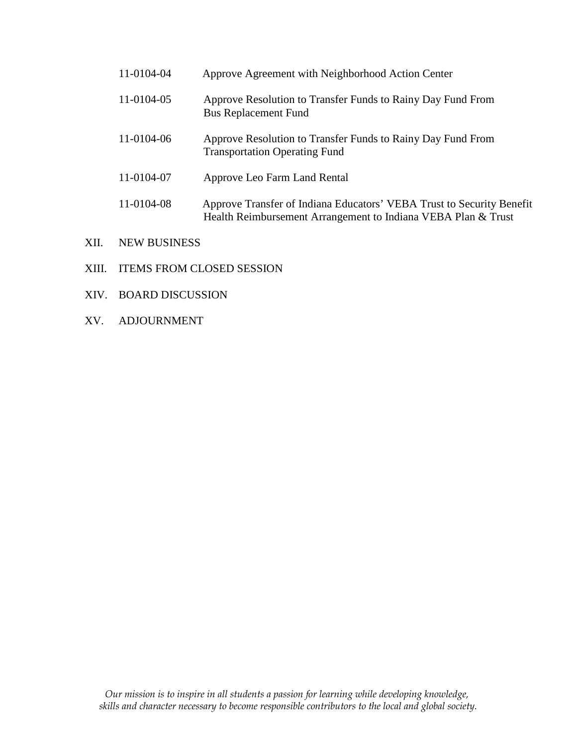11-0104-04 Approve Agreement with Neighborhood Action Center

11-0104-05 Approve Resolution to Transfer Funds to Rainy Day Fund From Bus Replacement Fund

11-0104-06 Approve Resolution to Transfer Funds to Rainy Day Fund From Transportation Operating Fund

11-0104-07 Approve Leo Farm Land Rental

11-0104-08 Approve Transfer of Indiana Educators' VEBA Trust to Security Benefit Health Reimbursement Arrangement to Indiana VEBA Plan & Trust

XII. NEW BUSINESS

XIII. ITEMS FROM CLOSED SESSION

XIV. BOARD DISCUSSION

XV. ADJOURNMENT

*Our mission is to inspire in all students a passion for learning while developing knowledge, skills and character necessary to become responsible contributors to the local and global society.*